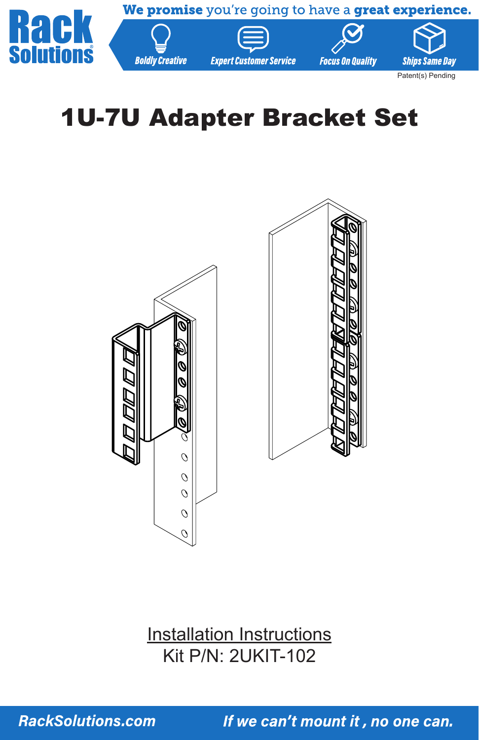Rack Solutions

We promise you're going to have a great experience.

Boldly Creative | Expert Customer Service | Focus On Quality | Ships Same Day

Patent(s) Pending

# 1U-7U Adapter Bracket Set

Installation Instructions

Kit P/N: 2UKIT-102

RackSolutions.com

*If we can't mount it , no one can.*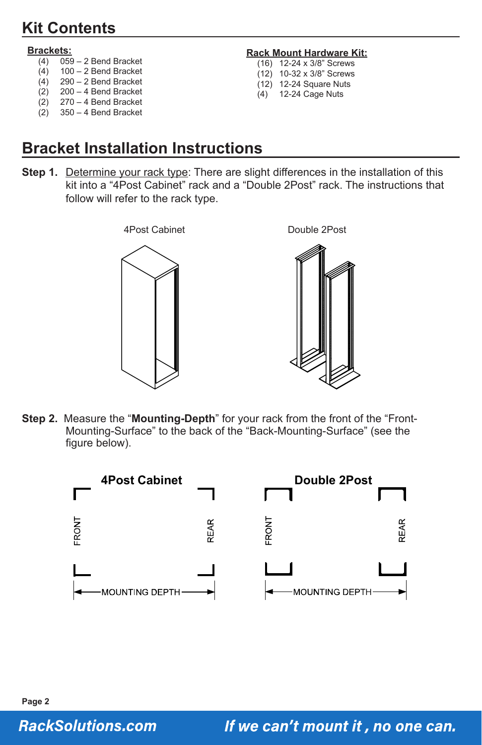# Kit Contents

**Brackets:**

- (4) 059 – 2 Bend Bracket
- (4) 100 – 2 Bend Bracket
- (4) 290 – 2 Bend Bracket
- (2) 200 – 4 Bend Bracket
- (2) 270 – 4 Bend Bracket
- (2) 350 – 4 Bend Bracket

**Rack Mount Hardware Kit:**

- (16) 12-24 x 3/8" Screws
- (12) 10-32 x 3/8" Screws
- (12) 12-24 Square Nuts
- (4) 12-24 Cage Nuts

# Bracket Installation Instructions

**Step 1.** Determine your rack type: There are slight differences in the installation of this kit into a "4Post Cabinet" rack and a "Double 2Post" rack. The instructions that follow will refer to the rack type.

4Post Cabinet

Double 2Post

**Step 2.** Measure the "**Mounting-Depth**" for your rack from the front of the "Front-Mounting-Surface" to the back of the "Back-Mounting-Surface" (see the figure below).

**4Post Cabinet**

FRONT REAR

MOUNTING DEPTH

**Double 2Post**

FRONT REAR

MOUNTING DEPTH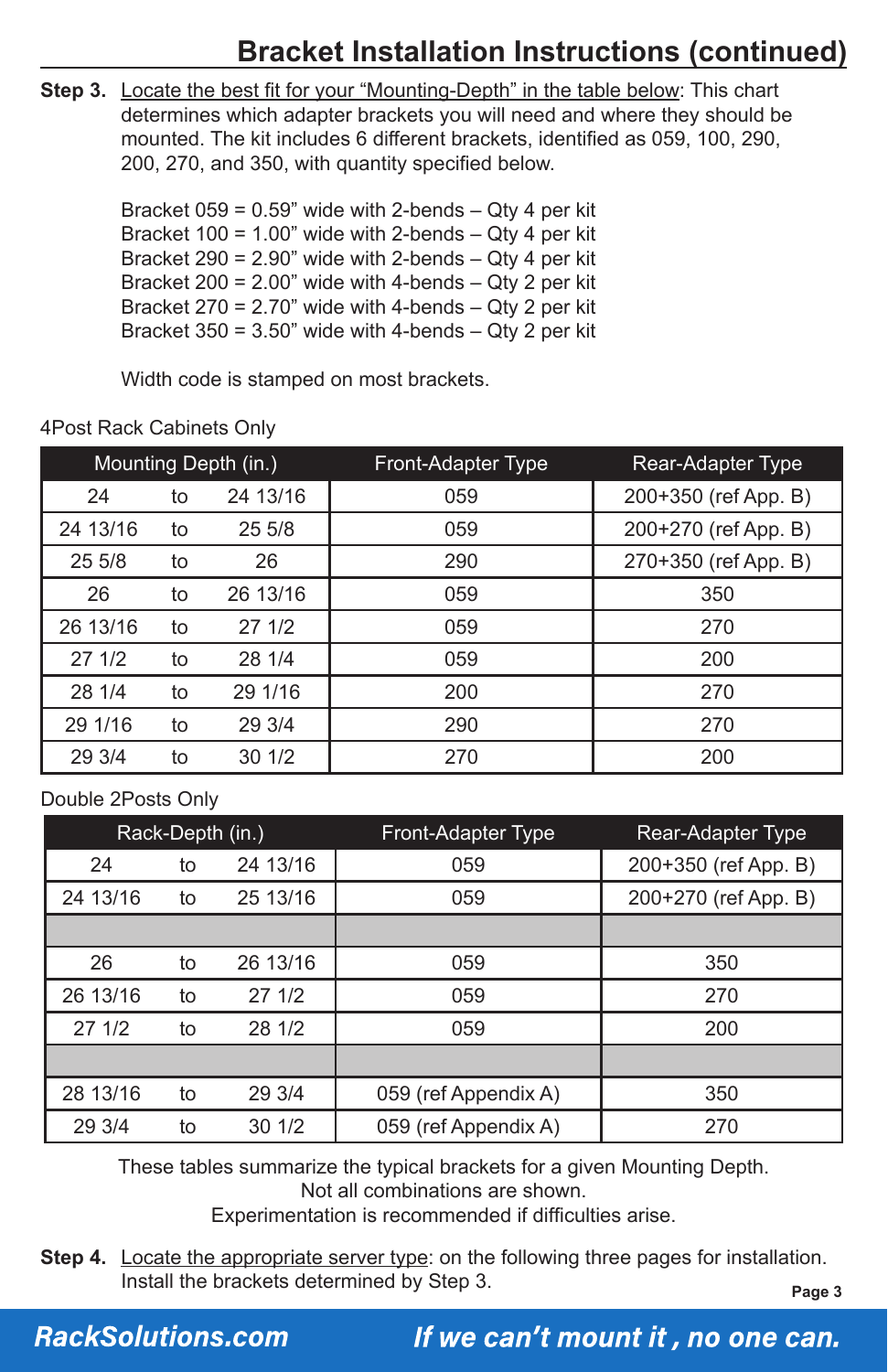## Bracket Installation Instructions (continued)

**Step 3.** Locate the best fit for your "Mounting-Depth" in the table below: This chart determines which adapter brackets you will need and where they should be mounted. The kit includes 6 different brackets, identified as 059, 100, 290, 200, 270, and 350, with quantity specified below.

Bracket 059 = 0.59" wide with 2-bends – Qty 4 per kit
Bracket 100 = 1.00" wide with 2-bends – Qty 4 per kit
Bracket 290 = 2.90" wide with 2-bends – Qty 4 per kit
Bracket 200 = 2.00" wide with 4-bends – Qty 2 per kit
Bracket 270 = 2.70" wide with 4-bends – Qty 2 per kit
Bracket 350 = 3.50" wide with 4-bends – Qty 2 per kit

Width code is stamped on most brackets.

4Post Rack Cabinets Only

| Mounting Depth (in.) | | | Front-Adapter Type | Rear-Adapter Type |
|---|---|---|---|---|
| 24 | to | 24 13/16 | 059 | 200+350 (ref App. B) |
| 24 13/16 | to | 25 5/8 | 059 | 200+270 (ref App. B) |
| 25 5/8 | to | 26 | 290 | 270+350 (ref App. B) |
| 26 | to | 26 13/16 | 059 | 350 |
| 26 13/16 | to | 27 1/2 | 059 | 270 |
| 27 1/2 | to | 28 1/4 | 059 | 200 |
| 28 1/4 | to | 29 1/16 | 200 | 270 |
| 29 1/16 | to | 29 3/4 | 290 | 270 |
| 29 3/4 | to | 30 1/2 | 270 | 200 |

Double 2Posts Only

| Rack-Depth (in.) | | | Front-Adapter Type | Rear-Adapter Type |
|---|---|---|---|---|
| 24 | to | 24 13/16 | 059 | 200+350 (ref App. B) |
| 24 13/16 | to | 25 13/16 | 059 | 200+270 (ref App. B) |
| | | | | |
| 26 | to | 26 13/16 | 059 | 350 |
| 26 13/16 | to | 27 1/2 | 059 | 270 |
| 27 1/2 | to | 28 1/2 | 059 | 200 |
| | | | | |
| 28 13/16 | to | 29 3/4 | 059 (ref Appendix A) | 350 |
| 29 3/4 | to | 30 1/2 | 059 (ref Appendix A) | 270 |

These tables summarize the typical brackets for a given Mounting Depth.
Not all combinations are shown.
Experimentation is recommended if difficulties arise.

**Step 4.** Locate the appropriate server type: on the following three pages for installation. Install the brackets determined by Step 3.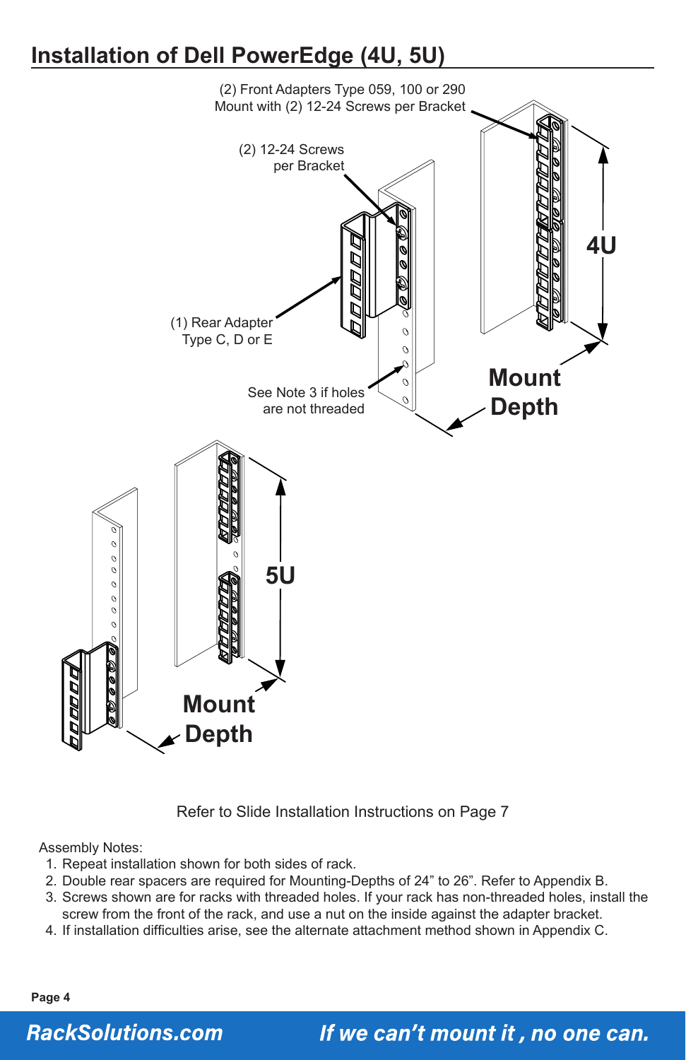# Installation of Dell PowerEdge (4U, 5U)

(2) Front Adapters Type 059, 100 or 290
Mount with (2) 12-24 Screws per Bracket

(2) 12-24 Screws
per Bracket

(1) Rear Adapter
Type C, D or E

See Note 3 if holes
are not threaded

4U

Mount
Depth

5U

Mount
Depth

Refer to Slide Installation Instructions on Page 7

Assembly Notes:

1. Repeat installation shown for both sides of rack.
2. Double rear spacers are required for Mounting-Depths of 24” to 26”. Refer to Appendix B.
3. Screws shown are for racks with threaded holes. If your rack has non-threaded holes, install the screw from the front of the rack, and use a nut on the inside against the adapter bracket.
4. If installation difficulties arise, see the alternate attachment method shown in Appendix C.

***RackSolutions.com*** ***If we can’t mount it , no one can.***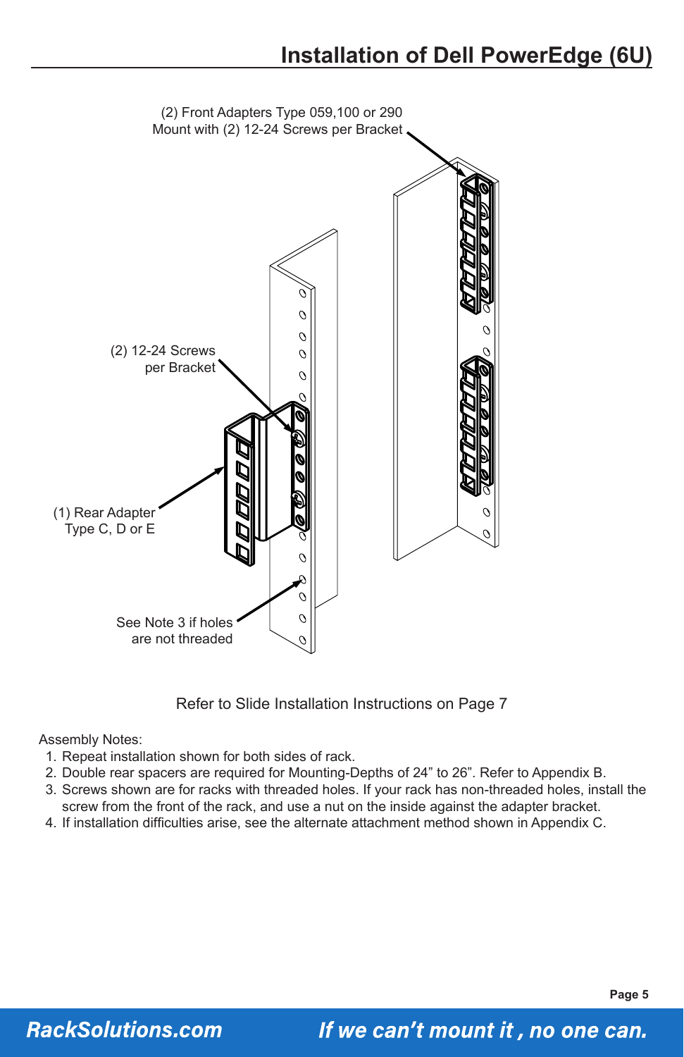# Installation of Dell PowerEdge (6U)

(2) Front Adapters Type 059,100 or 290
Mount with (2) 12-24 Screws per Bracket

(2) 12-24 Screws
per Bracket

(1) Rear Adapter
Type C, D or E

See Note 3 if holes
are not threaded

Refer to Slide Installation Instructions on Page 7

Assembly Notes:

1. Repeat installation shown for both sides of rack.
2. Double rear spacers are required for Mounting-Depths of 24” to 26”. Refer to Appendix B.
3. Screws shown are for racks with threaded holes. If your rack has non-threaded holes, install the screw from the front of the rack, and use a nut on the inside against the adapter bracket.
4. If installation difficulties arise, see the alternate attachment method shown in Appendix C.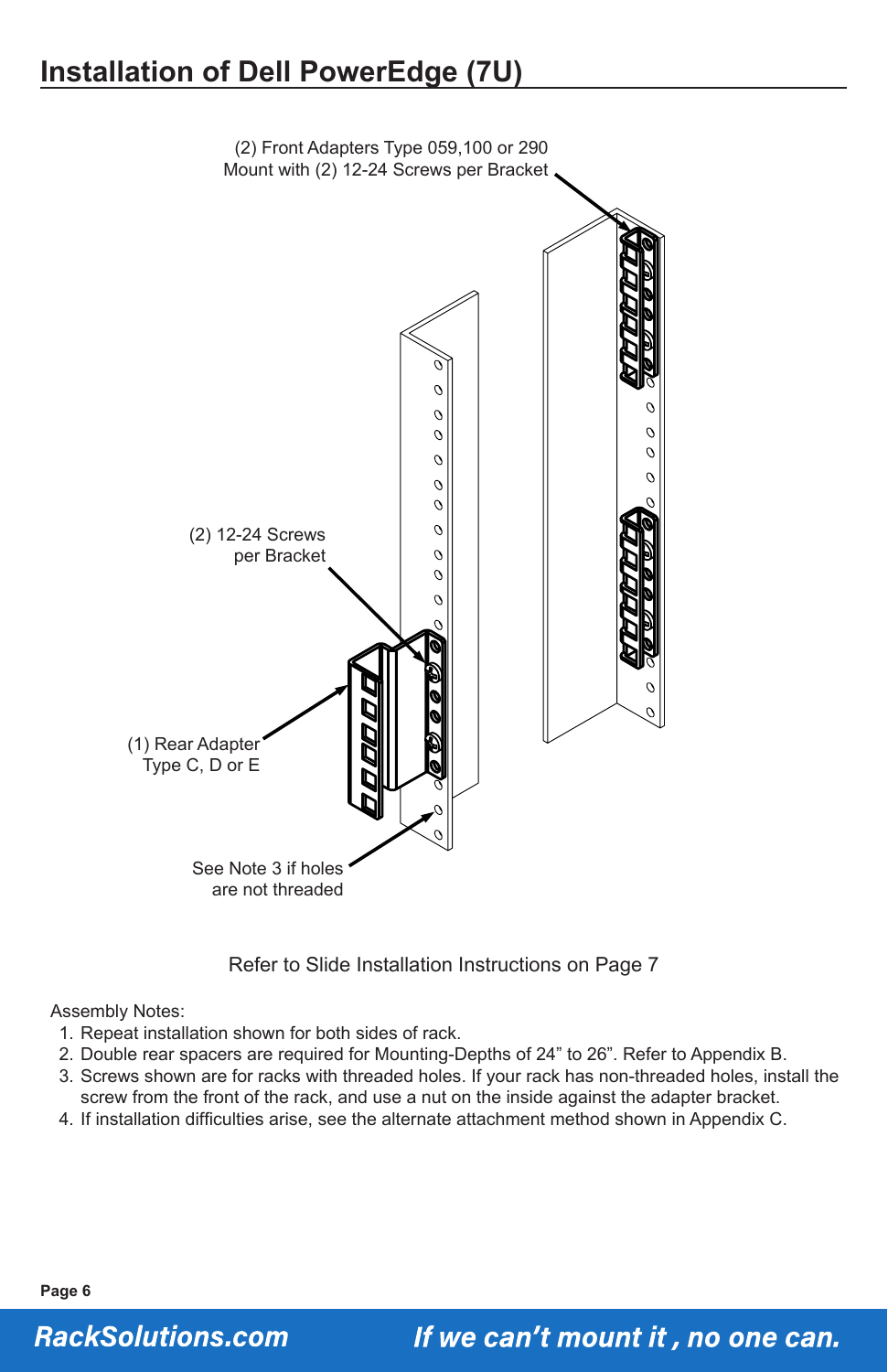# Installation of Dell PowerEdge (7U)

(2) Front Adapters Type 059,100 or 290
Mount with (2) 12-24 Screws per Bracket

(2) 12-24 Screws
per Bracket

(1) Rear Adapter
Type C, D or E

See Note 3 if holes
are not threaded

Refer to Slide Installation Instructions on Page 7

Assembly Notes:

1. Repeat installation shown for both sides of rack.
2. Double rear spacers are required for Mounting-Depths of 24” to 26”. Refer to Appendix B.
3. Screws shown are for racks with threaded holes. If your rack has non-threaded holes, install the screw from the front of the rack, and use a nut on the inside against the adapter bracket.
4. If installation difficulties arise, see the alternate attachment method shown in Appendix C.

**RackSolutions.com** *If we can’t mount it , no one can.*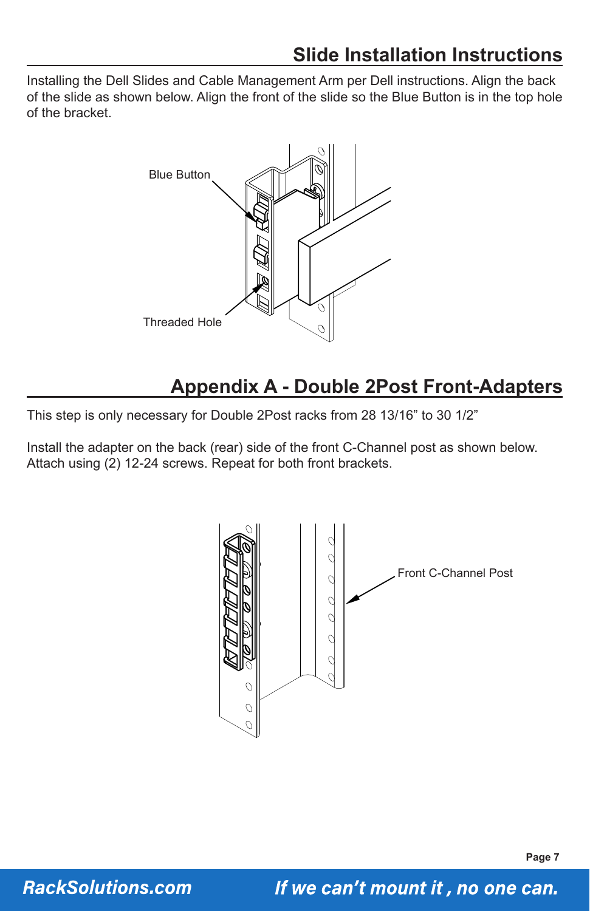## Slide Installation Instructions

Installing the Dell Slides and Cable Management Arm per Dell instructions. Align the back of the slide as shown below. Align the front of the slide so the Blue Button is in the top hole of the bracket.

Blue Button

Threaded Hole

## Appendix A - Double 2Post Front-Adapters

This step is only necessary for Double 2Post racks from 28 13/16” to 30 1/2”

Install the adapter on the back (rear) side of the front C-Channel post as shown below. Attach using (2) 12-24 screws. Repeat for both front brackets.

Front C-Channel Post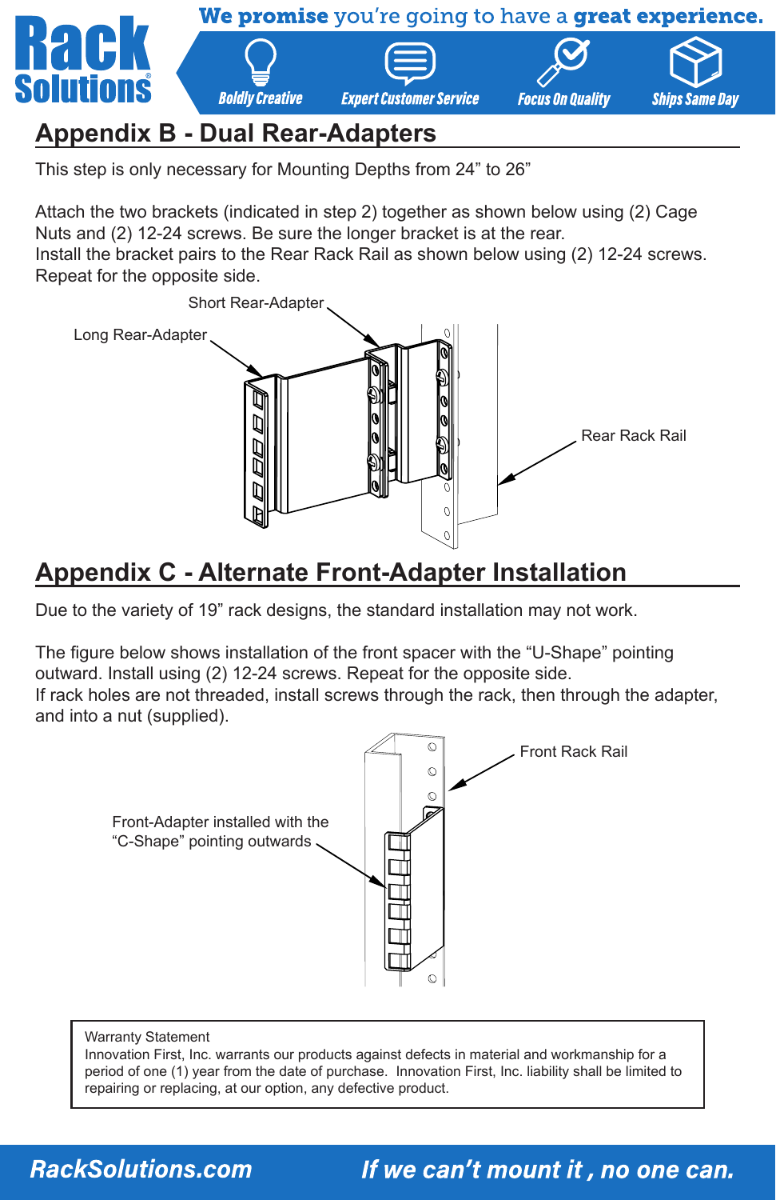# Appendix B - Dual Rear-Adapters

This step is only necessary for Mounting Depths from 24” to 26”

Attach the two brackets (indicated in step 2) together as shown below using (2) Cage Nuts and (2) 12-24 screws. Be sure the longer bracket is at the rear.
Install the bracket pairs to the Rear Rack Rail as shown below using (2) 12-24 screws.
Repeat for the opposite side.

Short Rear-Adapter

Long Rear-Adapter

Rear Rack Rail

# Appendix C - Alternate Front-Adapter Installation

Due to the variety of 19” rack designs, the standard installation may not work.

The figure below shows installation of the front spacer with the “U-Shape” pointing outward. Install using (2) 12-24 screws. Repeat for the opposite side.
If rack holes are not threaded, install screws through the rack, then through the adapter, and into a nut (supplied).

Front Rack Rail

Front-Adapter installed with the “C-Shape” pointing outwards

Warranty Statement
Innovation First, Inc. warrants our products against defects in material and workmanship for a period of one (1) year from the date of purchase. Innovation First, Inc. liability shall be limited to repairing or replacing, at our option, any defective product.